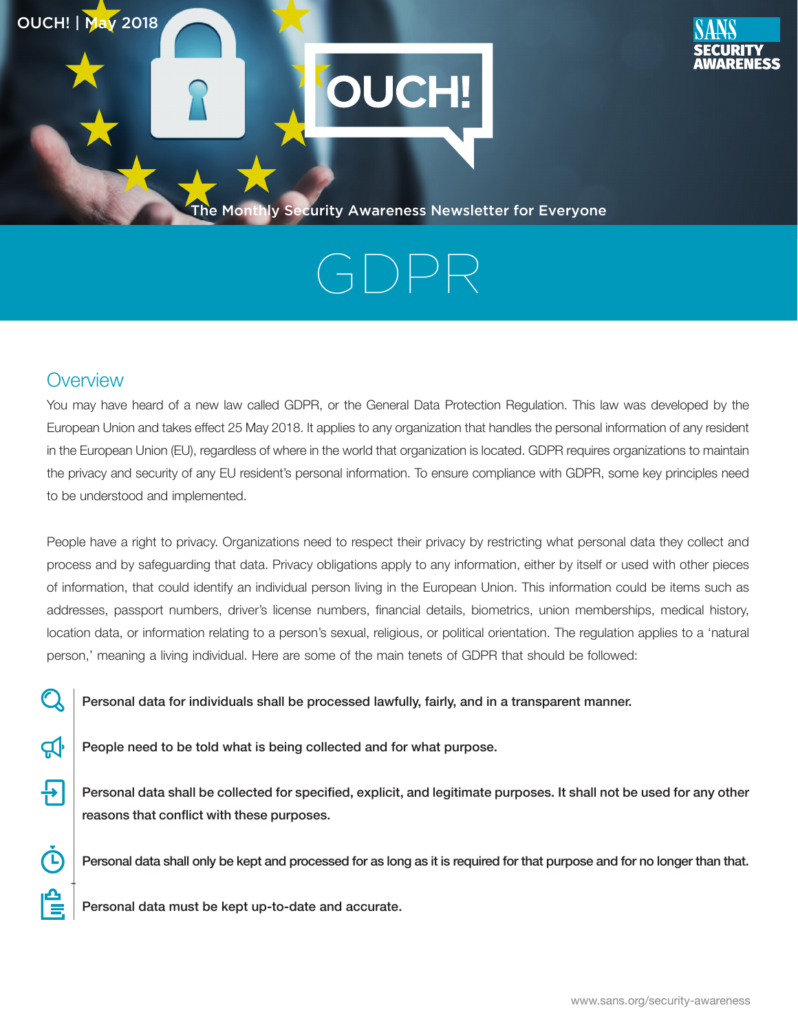OUCH! | May 2018

# OUCH!

The Monthly Security Awareness Newsletter for Everyone

# GDPR

## Overview

You may have heard of a new law called GDPR, or the General Data Protection Regulation. This law was developed by the European Union and takes effect 25 May 2018. It applies to any organization that handles the personal information of any resident in the European Union (EU), regardless of where in the world that organization is located. GDPR requires organizations to maintain the privacy and security of any EU resident's personal information. To ensure compliance with GDPR, some key principles need to be understood and implemented.

People have a right to privacy. Organizations need to respect their privacy by restricting what personal data they collect and process and by safeguarding that data. Privacy obligations apply to any information, either by itself or used with other pieces of information, that could identify an individual person living in the European Union. This information could be items such as addresses, passport numbers, driver's license numbers, financial details, biometrics, union memberships, medical history, location data, or information relating to a person's sexual, religious, or political orientation. The regulation applies to a 'natural person,' meaning a living individual. Here are some of the main tenets of GDPR that should be followed:

- **Personal data for individuals shall be processed lawfully, fairly, and in a transparent manner.**
- **People need to be told what is being collected and for what purpose.**
- **Personal data shall be collected for specified, explicit, and legitimate purposes. It shall not be used for any other reasons that conflict with these purposes.**
- **Personal data shall only be kept and processed for as long as it is required for that purpose and for no longer than that.**
- **Personal data must be kept up-to-date and accurate.**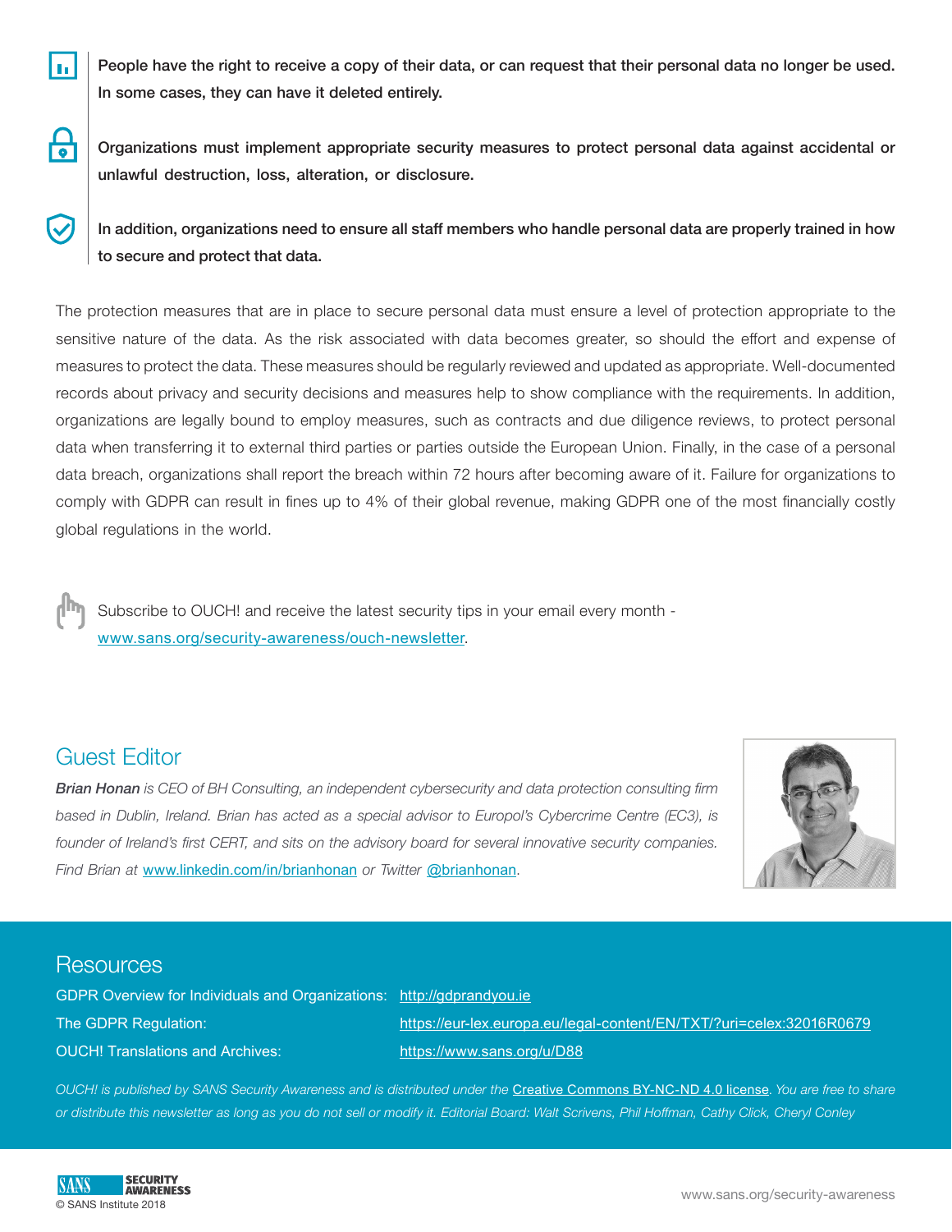**People have the right to receive a copy of their data, or can request that their personal data no longer be used. In some cases, they can have it deleted entirely.**

**Organizations must implement appropriate security measures to protect personal data against accidental or unlawful destruction, loss, alteration, or disclosure.**

**In addition, organizations need to ensure all staff members who handle personal data are properly trained in how to secure and protect that data.**

The protection measures that are in place to secure personal data must ensure a level of protection appropriate to the sensitive nature of the data. As the risk associated with data becomes greater, so should the effort and expense of measures to protect the data. These measures should be regularly reviewed and updated as appropriate. Well-documented records about privacy and security decisions and measures help to show compliance with the requirements. In addition, organizations are legally bound to employ measures, such as contracts and due diligence reviews, to protect personal data when transferring it to external third parties or parties outside the European Union. Finally, in the case of a personal data breach, organizations shall report the breach within 72 hours after becoming aware of it. Failure for organizations to comply with GDPR can result in fines up to 4% of their global revenue, making GDPR one of the most financially costly global regulations in the world.

Subscribe to OUCH! and receive the latest security tips in your email every month - www.sans.org/security-awareness/ouch-newsletter.

## Guest Editor

***Brian Honan*** *is CEO of BH Consulting, an independent cybersecurity and data protection consulting firm based in Dublin, Ireland. Brian has acted as a special advisor to Europol's Cybercrime Centre (EC3), is founder of Ireland's first CERT, and sits on the advisory board for several innovative security companies. Find Brian at* www.linkedin.com/in/brianhonan *or Twitter* @brianhonan.

## Resources

| | |
|---|---|
| GDPR Overview for Individuals and Organizations: | http://gdprandyou.ie |
| The GDPR Regulation: | https://eur-lex.europa.eu/legal-content/EN/TXT/?uri=celex:32016R0679 |
| OUCH! Translations and Archives: | https://www.sans.org/u/D88 |

*OUCH! is published by SANS Security Awareness and is distributed under the* Creative Commons BY-NC-ND 4.0 license. *You are free to share or distribute this newsletter as long as you do not sell or modify it. Editorial Board: Walt Scrivens, Phil Hoffman, Cathy Click, Cheryl Conley*

© SANS Institute 2018

www.sans.org/security-awareness